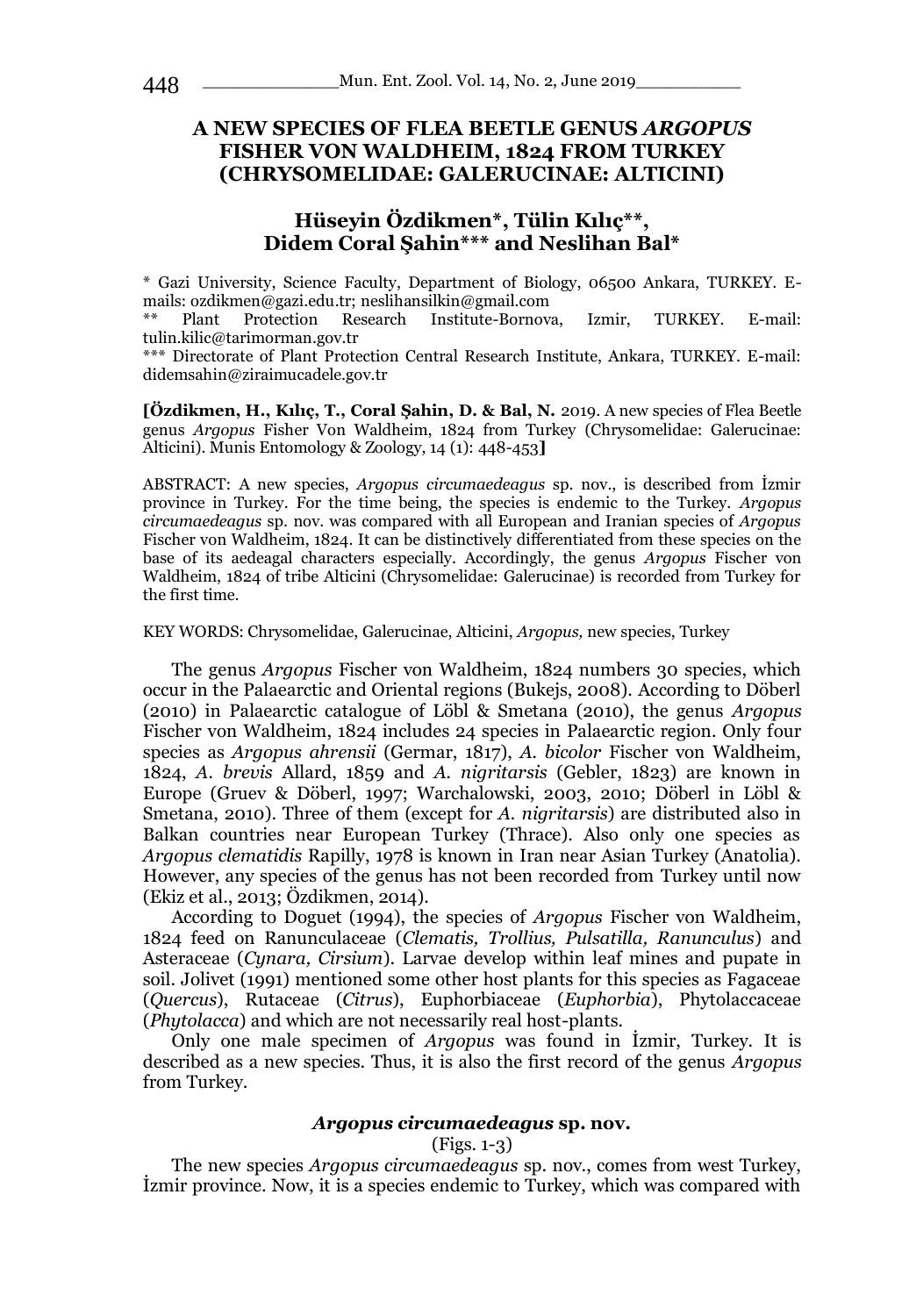# A NEW SPECIES OF FLEA BEETLE GENUS *ARGOPUS* FISHER VON WALDHEIM, 1824 FROM TURKEY (CHRYSOMELIDAE: GALERUCINAE: ALTICINI)

## Hüseyin Özdikmen*, Tülin Kılıç**, Didem Coral Şahin*** and Neslihan Bal*

\* Gazi University, Science Faculty, Department of Biology, 06500 Ankara, TURKEY. E-mails: ozdikmen@gazi.edu.tr; neslihansilkin@gmail.com

** Plant Protection Research Institute-Bornova, Izmir, TURKEY. E-mail: tulin.kilic@tarimorman.gov.tr

*** Directorate of Plant Protection Central Research Institute, Ankara, TURKEY. E-mail: didemsahin@ziraimucadele.gov.tr

**[Özdikmen, H., Kılıç, T., Coral Şahin, D. & Bal, N.** 2019. A new species of Flea Beetle genus *Argopus* Fisher Von Waldheim, 1824 from Turkey (Chrysomelidae: Galerucinae: Alticini). Munis Entomology & Zoology, 14 (1): 448-453**]**

ABSTRACT: A new species, *Argopus circumaedeagus* sp. nov., is described from İzmir province in Turkey. For the time being, the species is endemic to the Turkey. *Argopus circumaedeagus* sp. nov. was compared with all European and Iranian species of *Argopus* Fischer von Waldheim, 1824. It can be distinctively differentiated from these species on the base of its aedeagal characters especially. Accordingly, the genus *Argopus* Fischer von Waldheim, 1824 of tribe Alticini (Chrysomelidae: Galerucinae) is recorded from Turkey for the first time.

KEY WORDS: Chrysomelidae, Galerucinae, Alticini, *Argopus,* new species, Turkey

The genus *Argopus* Fischer von Waldheim, 1824 numbers 30 species, which occur in the Palaearctic and Oriental regions (Bukejs, 2008). According to Döberl (2010) in Palaearctic catalogue of Löbl & Smetana (2010), the genus *Argopus* Fischer von Waldheim, 1824 includes 24 species in Palaearctic region. Only four species as *Argopus ahrensii* (Germar, 1817), *A. bicolor* Fischer von Waldheim, 1824, *A. brevis* Allard, 1859 and *A. nigritarsis* (Gebler, 1823) are known in Europe (Gruev & Döberl, 1997; Warchalowski, 2003, 2010; Döberl in Löbl & Smetana, 2010). Three of them (except for *A. nigritarsis*) are distributed also in Balkan countries near European Turkey (Thrace). Also only one species as *Argopus clematidis* Rapilly, 1978 is known in Iran near Asian Turkey (Anatolia). However, any species of the genus has not been recorded from Turkey until now (Ekiz et al., 2013; Özdikmen, 2014).

According to Doguet (1994), the species of *Argopus* Fischer von Waldheim, 1824 feed on Ranunculaceae (*Clematis, Trollius, Pulsatilla, Ranunculus*) and Asteraceae (*Cynara, Cirsium*). Larvae develop within leaf mines and pupate in soil. Jolivet (1991) mentioned some other host plants for this species as Fagaceae (*Quercus*), Rutaceae (*Citrus*), Euphorbiaceae (*Euphorbia*), Phytolaccaceae (*Phytolacca*) and which are not necessarily real host-plants.

Only one male specimen of *Argopus* was found in İzmir, Turkey. It is described as a new species. Thus, it is also the first record of the genus *Argopus* from Turkey.

### *Argopus circumaedeagus* sp. nov.

(Figs. 1-3)

The new species *Argopus circumaedeagus* sp. nov., comes from west Turkey, İzmir province. Now, it is a species endemic to Turkey, which was compared with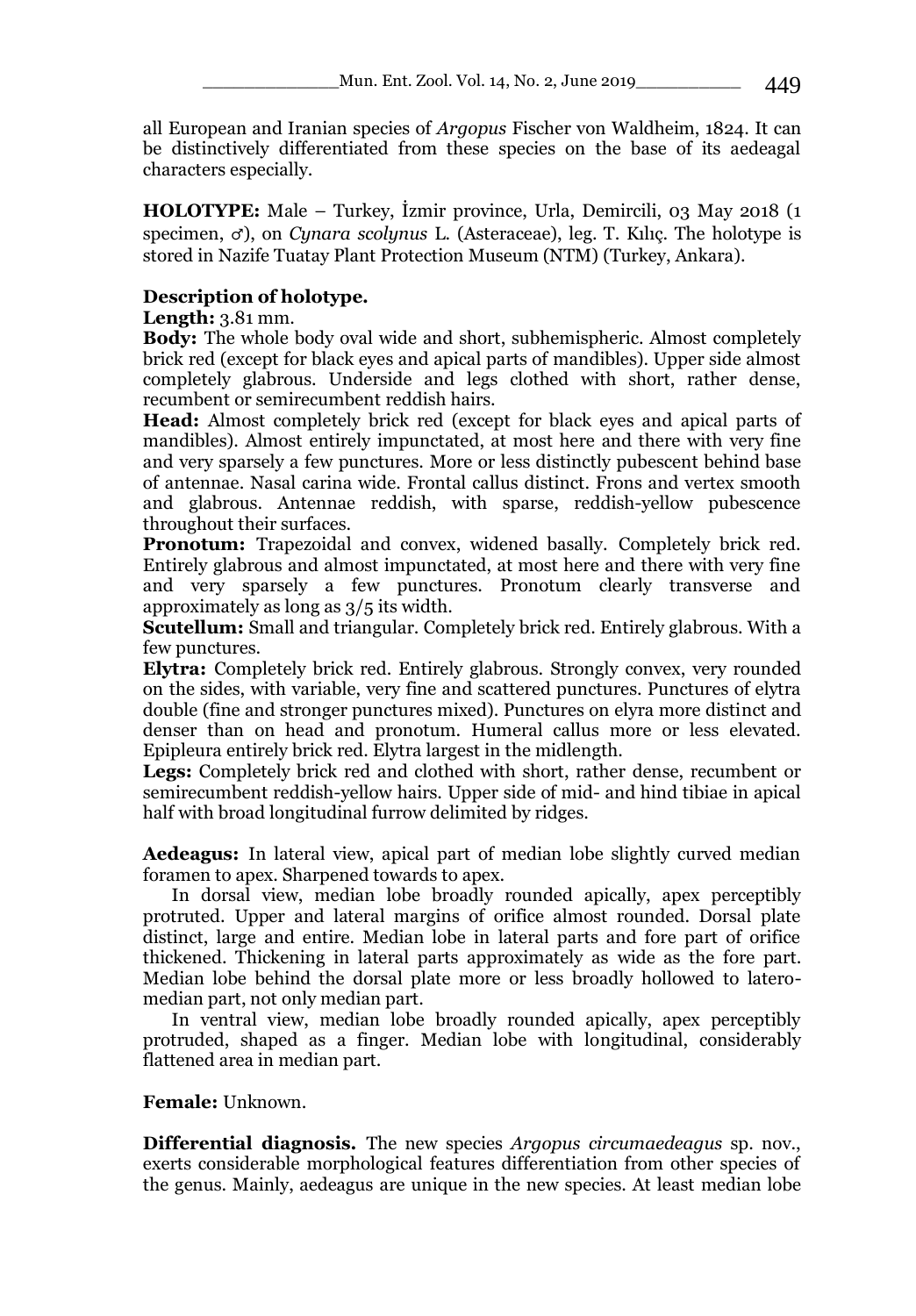all European and Iranian species of *Argopus* Fischer von Waldheim, 1824. It can be distinctively differentiated from these species on the base of its aedeagal characters especially.

**HOLOTYPE:** Male – Turkey, İzmir province, Urla, Demircili, 03 May 2018 (1 specimen, ♂), on *Cynara scolynus* L. (Asteraceae), leg. T. Kılıç. The holotype is stored in Nazife Tuatay Plant Protection Museum (NTM) (Turkey, Ankara).

**Description of holotype.**

**Length:** 3.81 mm.

**Body:** The whole body oval wide and short, subhemispheric. Almost completely brick red (except for black eyes and apical parts of mandibles). Upper side almost completely glabrous. Underside and legs clothed with short, rather dense, recumbent or semirecumbent reddish hairs.

**Head:** Almost completely brick red (except for black eyes and apical parts of mandibles). Almost entirely impunctated, at most here and there with very fine and very sparsely a few punctures. More or less distinctly pubescent behind base of antennae. Nasal carina wide. Frontal callus distinct. Frons and vertex smooth and glabrous. Antennae reddish, with sparse, reddish-yellow pubescence throughout their surfaces.

**Pronotum:** Trapezoidal and convex, widened basally. Completely brick red. Entirely glabrous and almost impunctated, at most here and there with very fine and very sparsely a few punctures. Pronotum clearly transverse and approximately as long as 3/5 its width.

**Scutellum:** Small and triangular. Completely brick red. Entirely glabrous. With a few punctures.

**Elytra:** Completely brick red. Entirely glabrous. Strongly convex, very rounded on the sides, with variable, very fine and scattered punctures. Punctures of elytra double (fine and stronger punctures mixed). Punctures on elyra more distinct and denser than on head and pronotum. Humeral callus more or less elevated. Epipleura entirely brick red. Elytra largest in the midlength.

**Legs:** Completely brick red and clothed with short, rather dense, recumbent or semirecumbent reddish-yellow hairs. Upper side of mid- and hind tibiae in apical half with broad longitudinal furrow delimited by ridges.

**Aedeagus:** In lateral view, apical part of median lobe slightly curved median foramen to apex. Sharpened towards to apex.

In dorsal view, median lobe broadly rounded apically, apex perceptibly protruted. Upper and lateral margins of orifice almost rounded. Dorsal plate distinct, large and entire. Median lobe in lateral parts and fore part of orifice thickened. Thickening in lateral parts approximately as wide as the fore part. Median lobe behind the dorsal plate more or less broadly hollowed to latero-median part, not only median part.

In ventral view, median lobe broadly rounded apically, apex perceptibly protruded, shaped as a finger. Median lobe with longitudinal, considerably flattened area in median part.

**Female:** Unknown.

**Differential diagnosis.** The new species *Argopus circumaedeagus* sp. nov., exerts considerable morphological features differentiation from other species of the genus. Mainly, aedeagus are unique in the new species. At least median lobe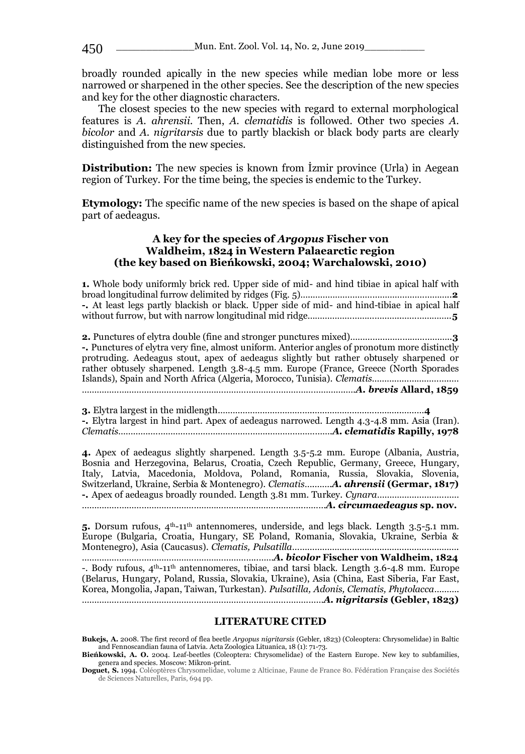broadly rounded apically in the new species while median lobe more or less narrowed or sharpened in the other species. See the description of the new species and key for the other diagnostic characters.

The closest species to the new species with regard to external morphological features is *A. ahrensii*. Then, *A. clematidis* is followed. Other two species *A. bicolor* and *A. nigritarsis* due to partly blackish or black body parts are clearly distinguished from the new species.

**Distribution:** The new species is known from İzmir province (Urla) in Aegean region of Turkey. For the time being, the species is endemic to the Turkey.

**Etymology:** The specific name of the new species is based on the shape of apical part of aedeagus.

### A key for the species of *Argopus* Fischer von Waldheim, 1824 in Western Palaearctic region (the key based on Bieńkowski, 2004; Warchalowski, 2010)

**1.** Whole body uniformly brick red. Upper side of mid- and hind tibiae in apical half with broad longitudinal furrow delimited by ridges (Fig. 5)............................................................**2**
**-.** At least legs partly blackish or black. Upper side of mid- and hind-tibiae in apical half without furrow, but with narrow longitudinal mid ridge.........................................................**5**

**2.** Punctures of elytra double (fine and stronger punctures mixed)........................................**3**
**-.** Punctures of elytra very fine, almost uniform. Anterior angles of pronotum more distinctly protruding. Aedeagus stout, apex of aedeagus slightly but rather obtusely sharpened or rather obtusely sharpened. Length 3.8-4.5 mm. Europe (France, Greece (North Sporades Islands), Spain and North Africa (Algeria, Morocco, Tunisia). *Clematis*.................................. ............................................................................................................*A. brevis* **Allard, 1859**

**3.** Elytra largest in the midlength..................................................................................**4**
**-.** Elytra largest in hind part. Apex of aedeagus narrowed. Length 4.3-4.8 mm. Asia (Iran). *Clematis*.....................................................................................*A. clematidis* **Rapilly, 1978**

**4.** Apex of aedeagus slightly sharpened. Length 3.5-5.2 mm. Europe (Albania, Austria, Bosnia and Herzegovina, Belarus, Croatia, Czech Republic, Germany, Greece, Hungary, Italy, Latvia, Macedonia, Moldova, Poland, Romania, Russia, Slovakia, Slovenia, Switzerland, Ukraine, Serbia & Montenegro). *Clematis*..........*A. ahrensii* **(Germar, 1817)**
**-.** Apex of aedeagus broadly rounded. Length 3.81 mm. Turkey. *Cynara*................................ ................................................................................................*A. circumaedeagus* **sp. nov.**

**5.** Dorsum rufous, 4th-11th antennomeres, underside, and legs black. Length 3.5-5.1 mm. Europe (Bulgaria, Croatia, Hungary, SE Poland, Romania, Slovakia, Ukraine, Serbia & Montenegro), Asia (Caucasus). *Clematis, Pulsatilla*.................................................................. ...........................................................................*A. bicolor* **Fischer von Waldheim, 1824**
-. Body rufous, 4th-11th antennomeres, tibiae, and tarsi black. Length 3.6-4.8 mm. Europe (Belarus, Hungary, Poland, Russia, Slovakia, Ukraine), Asia (China, East Siberia, Far East, Korea, Mongolia, Japan, Taiwan, Turkestan). *Pulsatilla, Adonis, Clematis, Phytolacca*.......... ...............................................................................................*A. nigritarsis* **(Gebler, 1823)**

## LITERATURE CITED

**Bukejs, A.** 2008. The first record of flea beetle *Argopus nigritarsis* (Gebler, 1823) (Coleoptera: Chrysomelidae) in Baltic and Fennoscandian fauna of Latvia. Acta Zoologica Lituanica, 18 (1): 71-73.

**Bieńkowski, A. O.** 2004. Leaf-beetles (Coleoptera: Chrysomelidae) of the Eastern Europe. New key to subfamilies, genera and species. Moscow: Mikron-print.

**Doguet, S.** 1994. Coléoptères Chrysomelidae, volume 2 Alticinae, Faune de France 80. Fédération Française des Sociétés de Sciences Naturelles, Paris, 694 pp.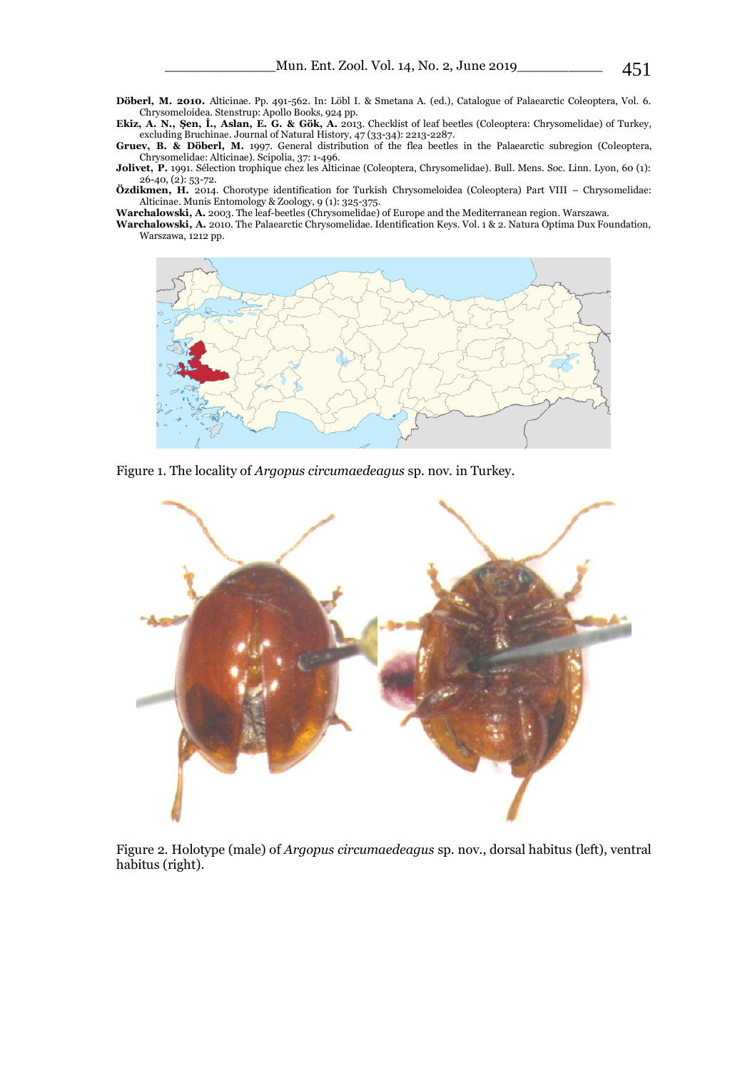**Döberl, M. 2010.** Alticinae. Pp. 491-562. In: Löbl I. & Smetana A. (ed.), Catalogue of Palaearctic Coleoptera, Vol. 6. Chrysomeloidea. Stenstrup: Apollo Books, 924 pp.

**Ekiz, A. N., Şen, İ., Aslan, E. G. & Gök, A.** 2013. Checklist of leaf beetles (Coleoptera: Chrysomelidae) of Turkey, excluding Bruchinae. Journal of Natural History, 47 (33-34): 2213-2287.

**Gruev, B. & Döberl, M.** 1997. General distribution of the flea beetles in the Palaearctic subregion (Coleoptera, Chrysomelidae: Alticinae). Scipolia, 37: 1-496.

**Jolivet, P.** 1991. Sélection trophique chez les Alticinae (Coleoptera, Chrysomelidae). Bull. Mens. Soc. Linn. Lyon, 60 (1): 26-40, (2): 53-72.

**Özdikmen, H.** 2014. Chorotype identification for Turkish Chrysomeloidea (Coleoptera) Part VIII – Chrysomelidae: Alticinae. Munis Entomology & Zoology, 9 (1): 325-375.

**Warchalowski, A.** 2003. The leaf-beetles (Chrysomelidae) of Europe and the Mediterranean region. Warszawa.

**Warchalowski, A.** 2010. The Palaearctic Chrysomelidae. Identification Keys. Vol. 1 & 2. Natura Optima Dux Foundation, Warszawa, 1212 pp.

Figure 1. The locality of *Argopus circumaedeagus* sp. nov. in Turkey.

Figure 2. Holotype (male) of *Argopus circumaedeagus* sp. nov., dorsal habitus (left), ventral habitus (right).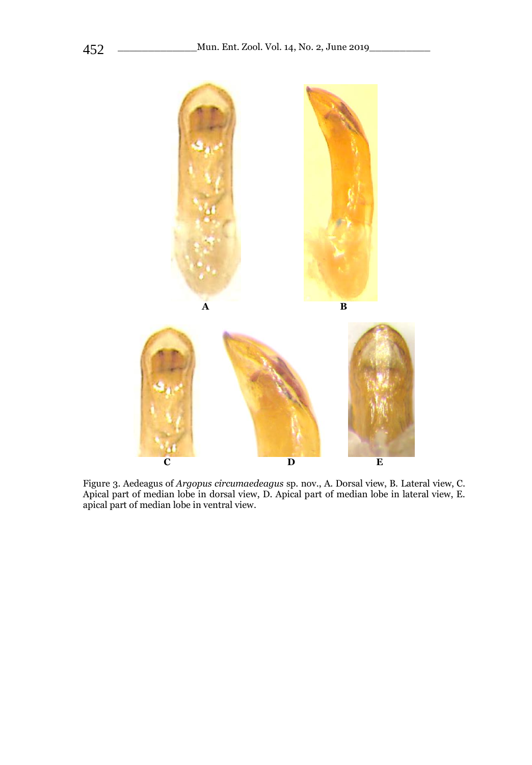A B C D E

Figure 3. Aedeagus of *Argopus circumaedeagus* sp. nov., A. Dorsal view, B. Lateral view, C. Apical part of median lobe in dorsal view, D. Apical part of median lobe in lateral view, E. apical part of median lobe in ventral view.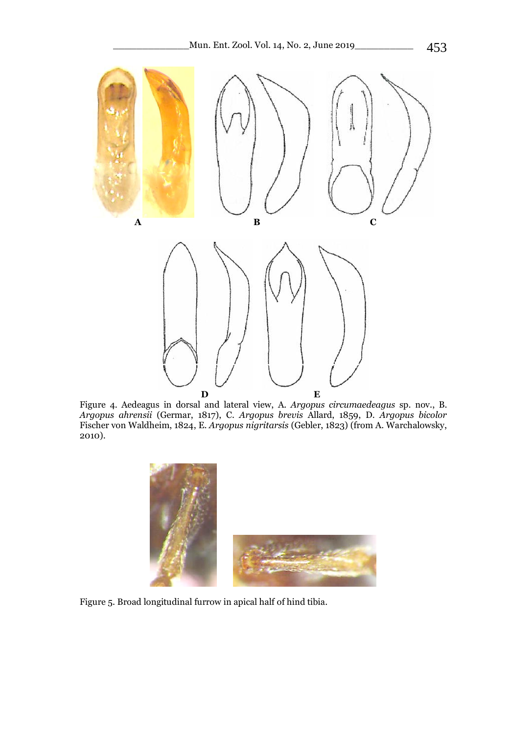Figure 4. Aedeagus in dorsal and lateral view, A. *Argopus circumaedeagus* sp. nov., B. *Argopus ahrensii* (Germar, 1817), C. *Argopus brevis* Allard, 1859, D. *Argopus bicolor* Fischer von Waldheim, 1824, E. *Argopus nigritarsis* (Gebler, 1823) (from A. Warchalowsky, 2010).

Figure 5. Broad longitudinal furrow in apical half of hind tibia.